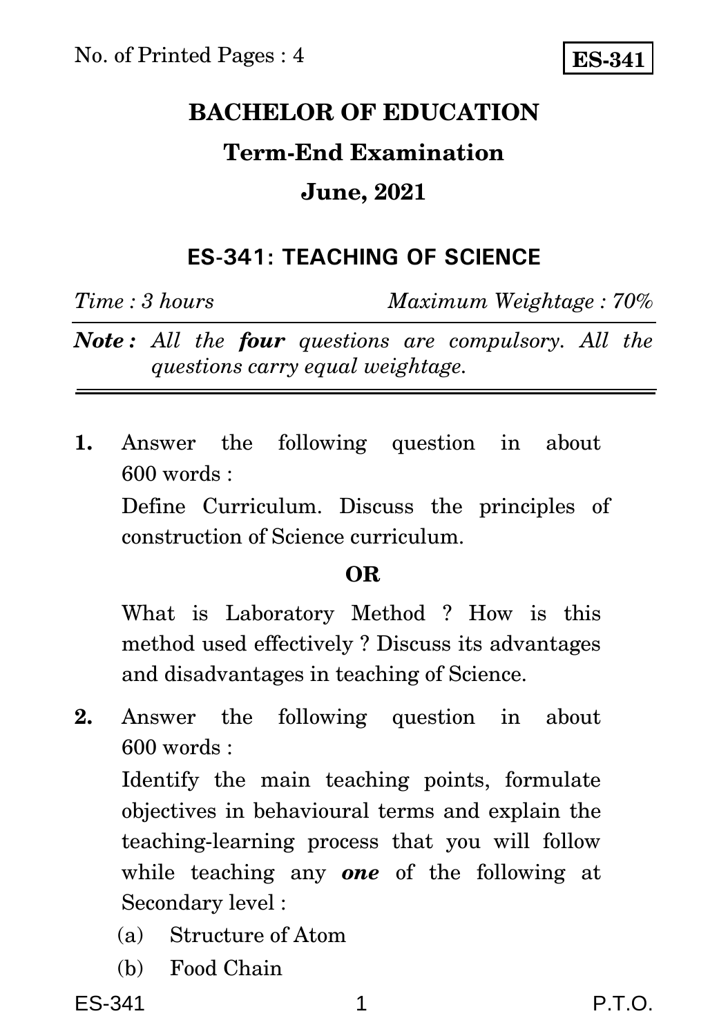No. of Printed Pages : 4

**ES-341**

# BACHELOR OF EDUCATION

## Term-End Examination

## June, 2021

### ES-341: TEACHING OF SCIENCE

*Time : 3 hours* *Maximum Weightage : 70%*

***Note :*** *All the* ***four*** *questions are compulsory. All the questions carry equal weightage.*

---

**1.** Answer the following question in about 600 words :

Define Curriculum. Discuss the principles of construction of Science curriculum.

**OR**

What is Laboratory Method ? How is this method used effectively ? Discuss its advantages and disadvantages in teaching of Science.

**2.** Answer the following question in about 600 words :

Identify the main teaching points, formulate objectives in behavioural terms and explain the teaching-learning process that you will follow while teaching any ***one*** of the following at Secondary level :

(a) Structure of Atom

(b) Food Chain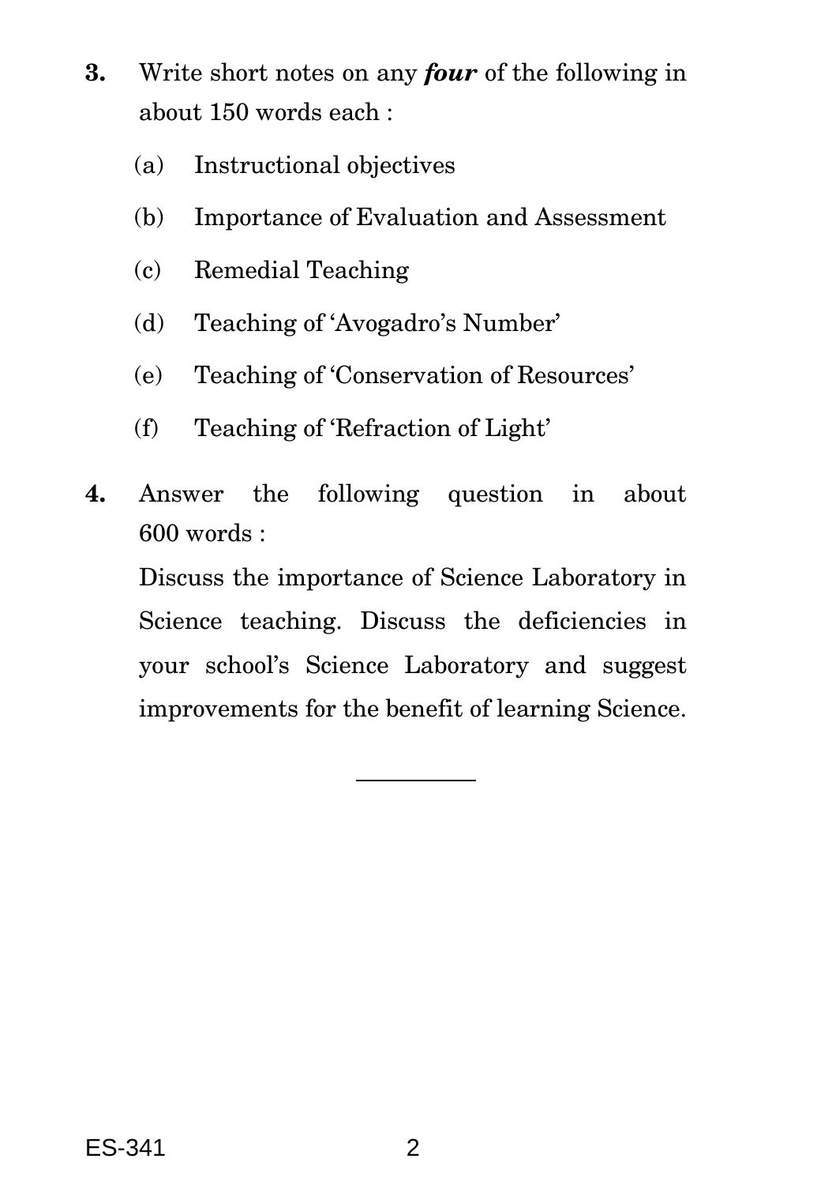**3.** Write short notes on any ***four*** of the following in about 150 words each :

(a) Instructional objectives

(b) Importance of Evaluation and Assessment

(c) Remedial Teaching

(d) Teaching of 'Avogadro's Number'

(e) Teaching of 'Conservation of Resources'

(f) Teaching of 'Refraction of Light'

**4.** Answer the following question in about 600 words :

Discuss the importance of Science Laboratory in Science teaching. Discuss the deficiencies in your school's Science Laboratory and suggest improvements for the benefit of learning Science.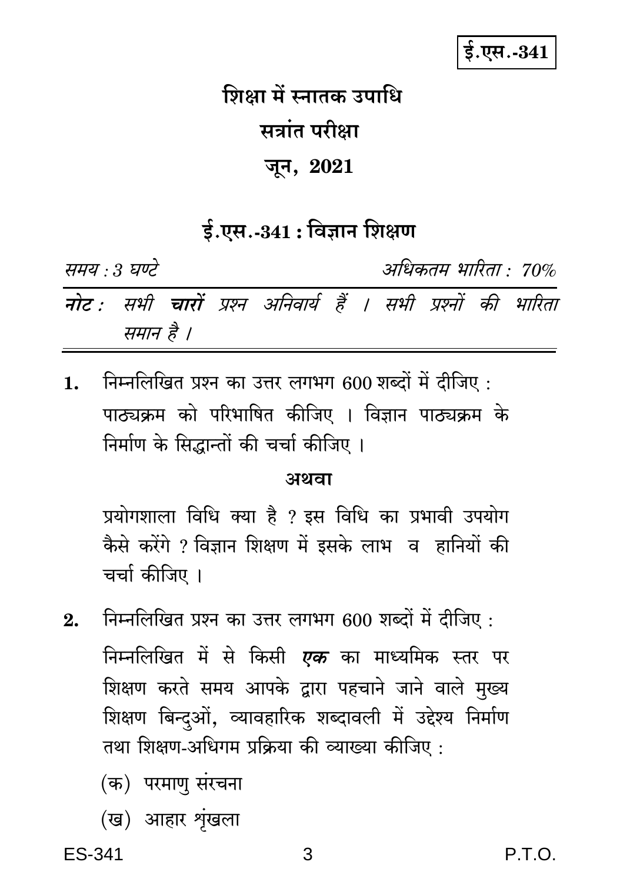ई.एस.-341

# शिक्षा में स्नातक उपाधि

## सत्रांत परीक्षा

## जून, 2021

## ई.एस.-341 : विज्ञान शिक्षण

*समय : 3 घण्टे* *अधिकतम भारिता : 70%*

***नोट :*** *सभी* ***चारों*** *प्रश्न अनिवार्य हैं । सभी प्रश्नों की भारिता समान है ।*

---

1. निम्नलिखित प्रश्न का उत्तर लगभग 600 शब्दों में दीजिए :

   पाठ्यक्रम को परिभाषित कीजिए । विज्ञान पाठ्यक्रम के निर्माण के सिद्धान्तों की चर्चा कीजिए ।

   **अथवा**

   प्रयोगशाला विधि क्या है ? इस विधि का प्रभावी उपयोग कैसे करेंगे ? विज्ञान शिक्षण में इसके लाभ व हानियों की चर्चा कीजिए ।

2. निम्नलिखित प्रश्न का उत्तर लगभग 600 शब्दों में दीजिए :

   निम्नलिखित में से किसी ***एक*** का माध्यमिक स्तर पर शिक्षण करते समय आपके द्वारा पहचाने जाने वाले मुख्य शिक्षण बिन्दुओं, व्यावहारिक शब्दावली में उद्देश्य निर्माण तथा शिक्षण-अधिगम प्रक्रिया की व्याख्या कीजिए :

   (क) परमाणु संरचना

   (ख) आहार शृंखला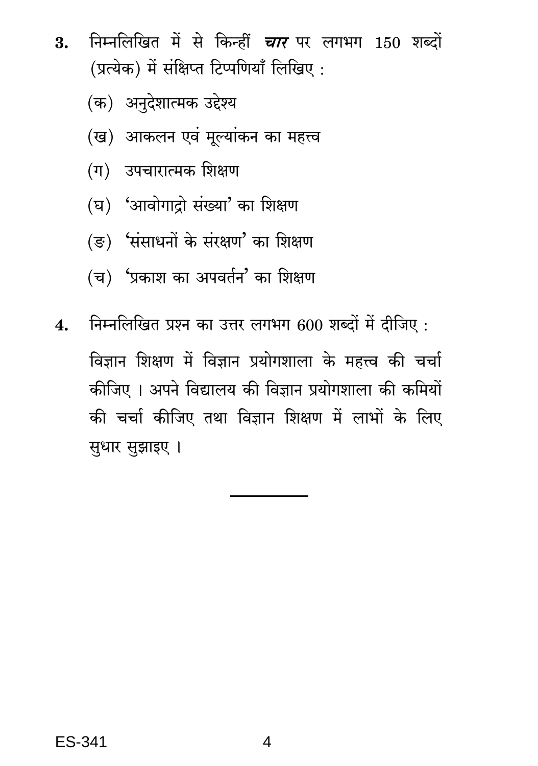**3.** निम्नलिखित में से किन्हीं ***चार*** पर लगभग 150 शब्दों (प्रत्येक) में संक्षिप्त टिप्पणियाँ लिखिए :

(क) अनुदेशात्मक उद्देश्य

(ख) आकलन एवं मूल्यांकन का महत्त्व

(ग) उपचारात्मक शिक्षण

(घ) 'आवोगाद्रो संख्या' का शिक्षण

(ङ) 'संसाधनों के संरक्षण' का शिक्षण

(च) 'प्रकाश का अपवर्तन' का शिक्षण

**4.** निम्नलिखित प्रश्न का उत्तर लगभग 600 शब्दों में दीजिए :

विज्ञान शिक्षण में विज्ञान प्रयोगशाला के महत्त्व की चर्चा कीजिए । अपने विद्यालय की विज्ञान प्रयोगशाला की कमियों की चर्चा कीजिए तथा विज्ञान शिक्षण में लाभों के लिए सुधार सुझाइए ।